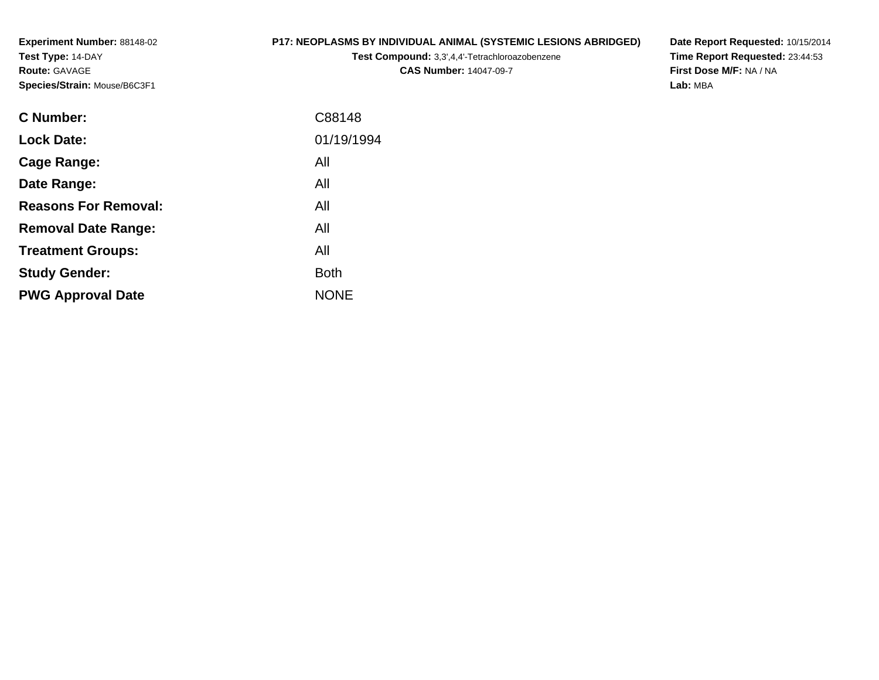**Experiment Number:** 88148-02
**Test Type:** 14-DAY
**Route:** GAVAGE
**Species/Strain:** Mouse/B6C3F1

**P17: NEOPLASMS BY INDIVIDUAL ANIMAL (SYSTEMIC LESIONS ABRIDGED)**
**Test Compound:** 3,3',4,4'-Tetrachloroazobenzene
**CAS Number:** 14047-09-7

**Date Report Requested:** 10/15/2014
**Time Report Requested:** 23:44:53
**First Dose M/F:** NA / NA
**Lab:** MBA

| | |
|---|---|
| **C Number:** | C88148 |
| **Lock Date:** | 01/19/1994 |
| **Cage Range:** | All |
| **Date Range:** | All |
| **Reasons For Removal:** | All |
| **Removal Date Range:** | All |
| **Treatment Groups:** | All |
| **Study Gender:** | Both |
| **PWG Approval Date** | NONE |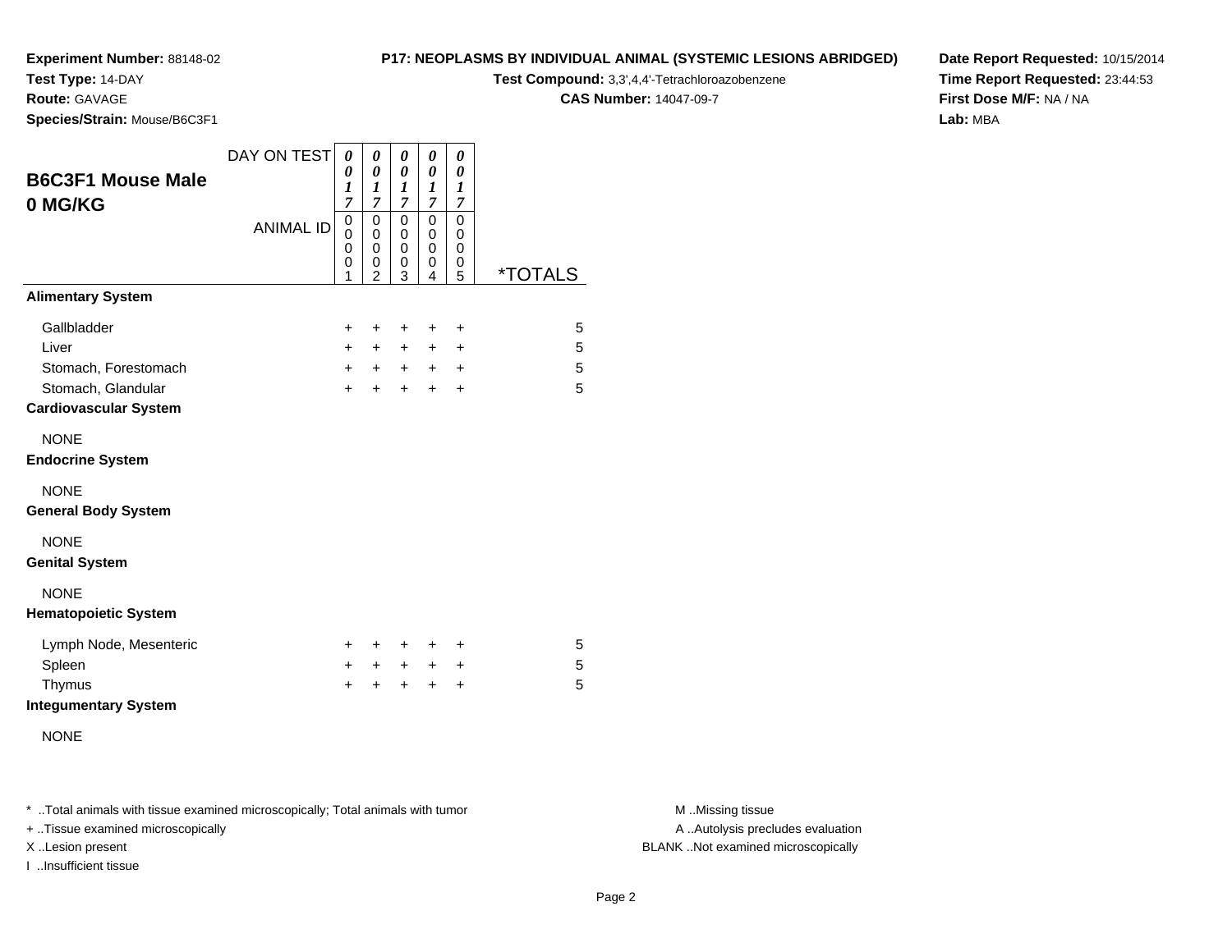**Experiment Number:** 88148-02
**Test Type:** 14-DAY
**Route:** GAVAGE
**Species/Strain:** Mouse/B6C3F1

**P17: NEOPLASMS BY INDIVIDUAL ANIMAL (SYSTEMIC LESIONS ABRIDGED)**
**Test Compound:** 3,3',4,4'-Tetrachloroazobenzene
**CAS Number:** 14047-09-7

**Date Report Requested:** 10/15/2014
**Time Report Requested:** 23:44:53
**First Dose M/F:** NA / NA
**Lab:** MBA

## B6C3F1 Mouse Male 0 MG/KG

| DAY ON TEST | 0017 | 0017 | 0017 | 0017 | 0017 | |
|---|---|---|---|---|---|---|
| ANIMAL ID | 00001 | 00002 | 00003 | 00004 | 00005 | *TOTALS |
| **Alimentary System** | | | | | | |
| Gallbladder | + | + | + | + | + | 5 |
| Liver | + | + | + | + | + | 5 |
| Stomach, Forestomach | + | + | + | + | + | 5 |
| Stomach, Glandular | + | + | + | + | + | 5 |
| **Cardiovascular System** | | | | | | |
| NONE | | | | | | |
| **Endocrine System** | | | | | | |
| NONE | | | | | | |
| **General Body System** | | | | | | |
| NONE | | | | | | |
| **Genital System** | | | | | | |
| NONE | | | | | | |
| **Hematopoietic System** | | | | | | |
| Lymph Node, Mesenteric | + | + | + | + | + | 5 |
| Spleen | + | + | + | + | + | 5 |
| Thymus | + | + | + | + | + | 5 |
| **Integumentary System** | | | | | | |
| NONE | | | | | | |

* ..Total animals with tissue examined microscopically; Total animals with tumor
+ ..Tissue examined microscopically
X ..Lesion present
I ..Insufficient tissue

M ..Missing tissue
A ..Autolysis precludes evaluation
BLANK ..Not examined microscopically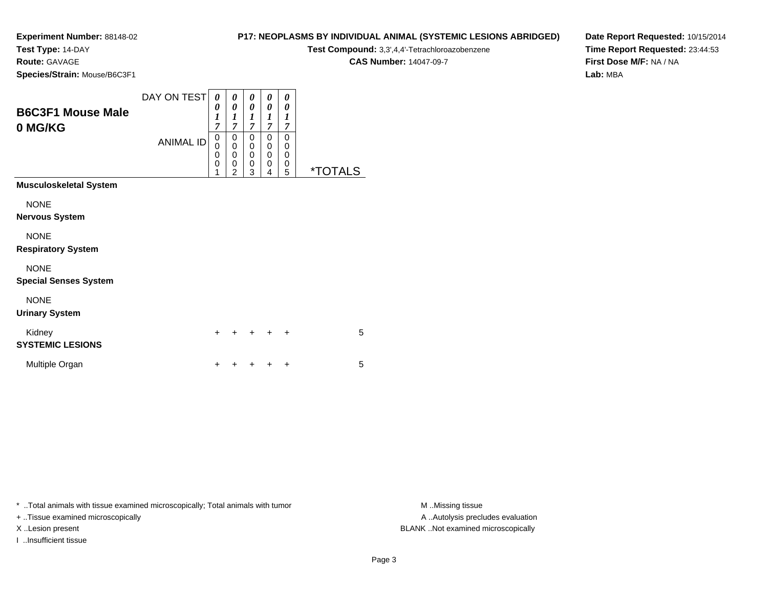**Experiment Number:** 88148-02
**Test Type:** 14-DAY
**Route:** GAVAGE
**Species/Strain:** Mouse/B6C3F1

**P17: NEOPLASMS BY INDIVIDUAL ANIMAL (SYSTEMIC LESIONS ABRIDGED)**
**Test Compound:** 3,3',4,4'-Tetrachloroazobenzene
**CAS Number:** 14047-09-7

**Date Report Requested:** 10/15/2014
**Time Report Requested:** 23:44:53
**First Dose M/F:** NA / NA
**Lab:** MBA

## B6C3F1 Mouse Male
## 0 MG/KG

| | | | | | | |
|---|---|---|---|---|---|---|
| DAY ON TEST | 0017 | 0017 | 0017 | 0017 | 0017 | |
| ANIMAL ID | 00001 | 00002 | 00003 | 00004 | 00005 | *TOTALS |
| **Musculoskeletal System** | | | | | | |
| NONE | | | | | | |
| **Nervous System** | | | | | | |
| NONE | | | | | | |
| **Respiratory System** | | | | | | |
| NONE | | | | | | |
| **Special Senses System** | | | | | | |
| NONE | | | | | | |
| **Urinary System** | | | | | | |
| Kidney | + | + | + | + | + | 5 |
| **SYSTEMIC LESIONS** | | | | | | |
| Multiple Organ | + | + | + | + | + | 5 |

* ..Total animals with tissue examined microscopically; Total animals with tumor
+ ..Tissue examined microscopically
X ..Lesion present
I ..Insufficient tissue

M ..Missing tissue
A ..Autolysis precludes evaluation
BLANK ..Not examined microscopically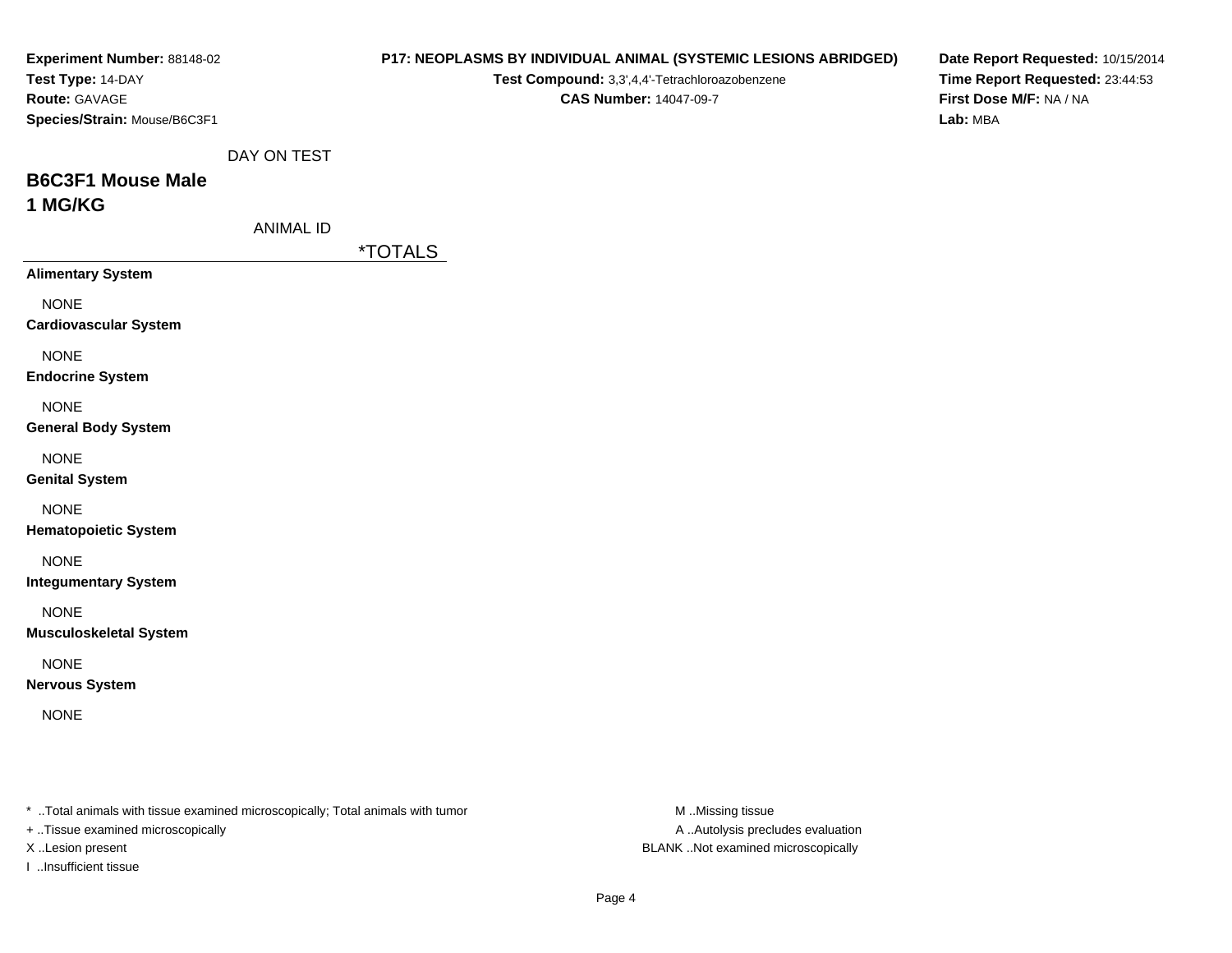**Experiment Number:** 88148-02
**Test Type:** 14-DAY
**Route:** GAVAGE
**Species/Strain:** Mouse/B6C3F1

**P17: NEOPLASMS BY INDIVIDUAL ANIMAL (SYSTEMIC LESIONS ABRIDGED)**
**Test Compound:** 3,3',4,4'-Tetrachloroazobenzene
**CAS Number:** 14047-09-7

**Date Report Requested:** 10/15/2014
**Time Report Requested:** 23:44:53
**First Dose M/F:** NA / NA
**Lab:** MBA

DAY ON TEST

## B6C3F1 Mouse Male
## 1 MG/KG

ANIMAL ID

| | *TOTALS |
|---|---|
| **Alimentary System** | |
| NONE | |
| **Cardiovascular System** | |
| NONE | |
| **Endocrine System** | |
| NONE | |
| **General Body System** | |
| NONE | |
| **Genital System** | |
| NONE | |
| **Hematopoietic System** | |
| NONE | |
| **Integumentary System** | |
| NONE | |
| **Musculoskeletal System** | |
| NONE | |
| **Nervous System** | |
| NONE | |

* ..Total animals with tissue examined microscopically; Total animals with tumor
+ ..Tissue examined microscopically
X ..Lesion present
I ..Insufficient tissue

M ..Missing tissue
A ..Autolysis precludes evaluation
BLANK ..Not examined microscopically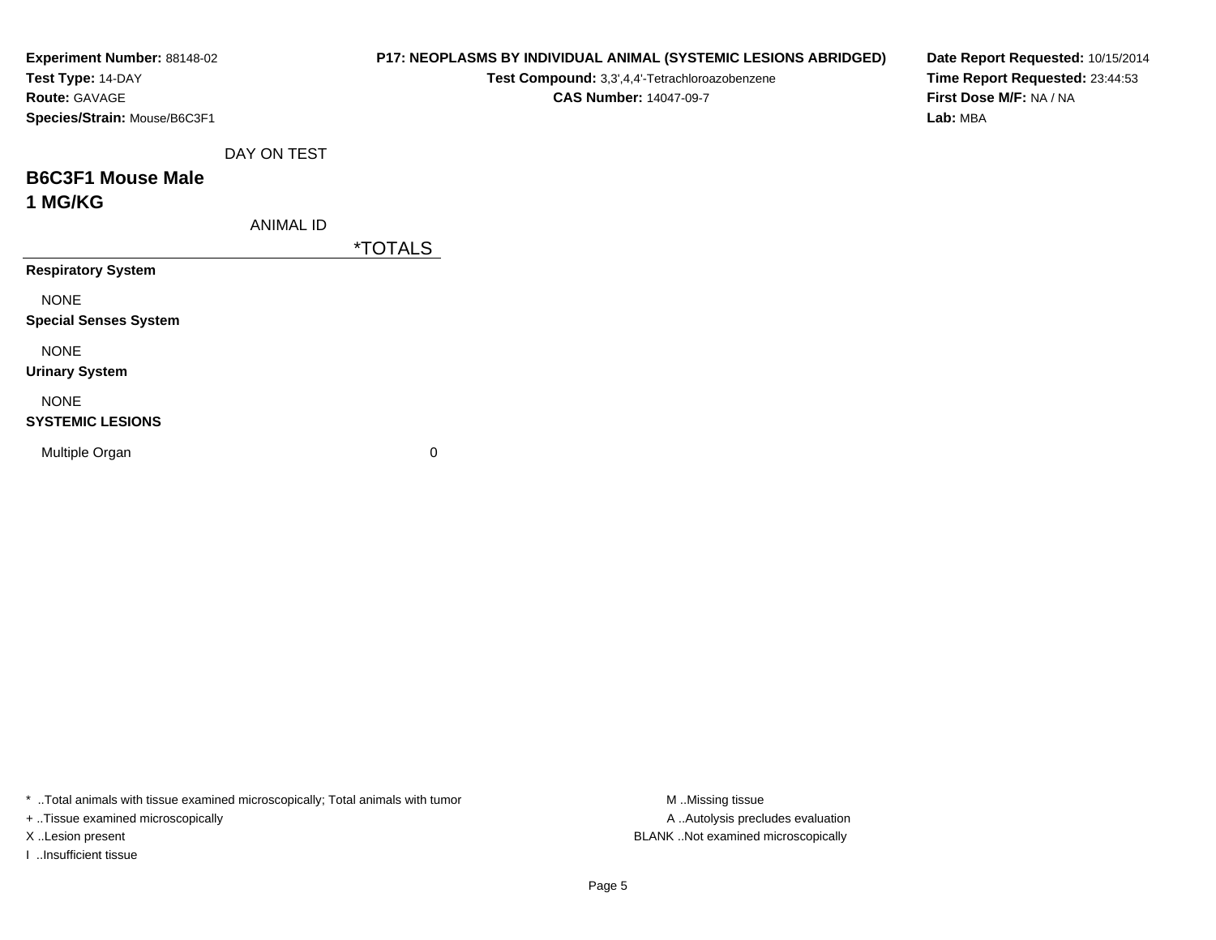**Experiment Number:** 88148-02
**Test Type:** 14-DAY
**Route:** GAVAGE
**Species/Strain:** Mouse/B6C3F1

**P17: NEOPLASMS BY INDIVIDUAL ANIMAL (SYSTEMIC LESIONS ABRIDGED)**
**Test Compound:** 3,3',4,4'-Tetrachloroazobenzene
**CAS Number:** 14047-09-7

**Date Report Requested:** 10/15/2014
**Time Report Requested:** 23:44:53
**First Dose M/F:** NA / NA
**Lab:** MBA

DAY ON TEST

## B6C3F1 Mouse Male
## 1 MG/KG

ANIMAL ID

| | *TOTALS |
|---|---|
| **Respiratory System** | |
| NONE | |
| **Special Senses System** | |
| NONE | |
| **Urinary System** | |
| NONE | |
| **SYSTEMIC LESIONS** | |
| Multiple Organ | 0 |

* ..Total animals with tissue examined microscopically; Total animals with tumor
+ ..Tissue examined microscopically
X ..Lesion present
I ..Insufficient tissue

M ..Missing tissue
A ..Autolysis precludes evaluation
BLANK ..Not examined microscopically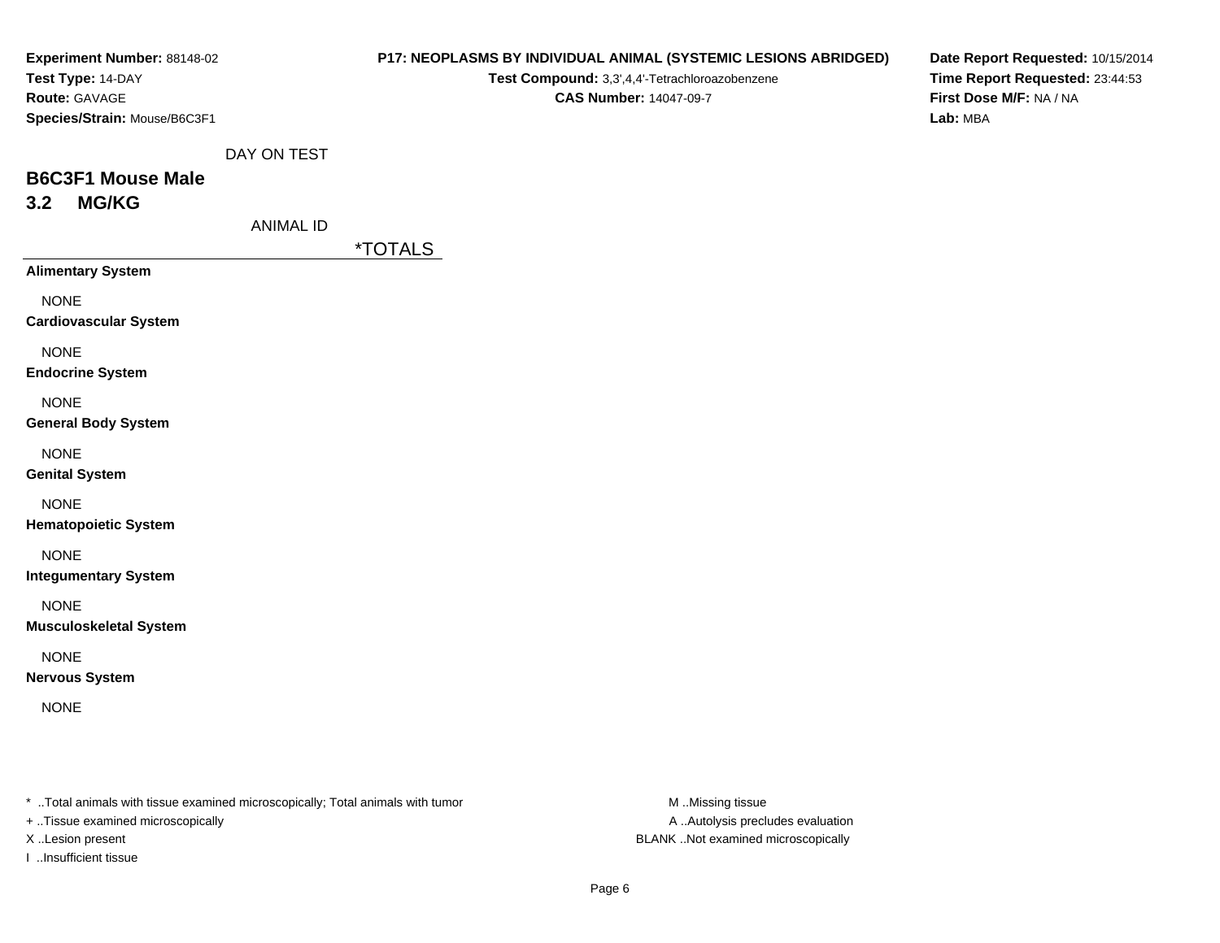**Experiment Number:** 88148-02
**Test Type:** 14-DAY
**Route:** GAVAGE
**Species/Strain:** Mouse/B6C3F1

**P17: NEOPLASMS BY INDIVIDUAL ANIMAL (SYSTEMIC LESIONS ABRIDGED)**
**Test Compound:** 3,3',4,4'-Tetrachloroazobenzene
**CAS Number:** 14047-09-7

**Date Report Requested:** 10/15/2014
**Time Report Requested:** 23:44:53
**First Dose M/F:** NA / NA
**Lab:** MBA

DAY ON TEST

## B6C3F1 Mouse Male
## 3.2 MG/KG

ANIMAL ID

| | *TOTALS |
|---|---|
| **Alimentary System** | |
| NONE | |
| **Cardiovascular System** | |
| NONE | |
| **Endocrine System** | |
| NONE | |
| **General Body System** | |
| NONE | |
| **Genital System** | |
| NONE | |
| **Hematopoietic System** | |
| NONE | |
| **Integumentary System** | |
| NONE | |
| **Musculoskeletal System** | |
| NONE | |
| **Nervous System** | |
| NONE | |

* ..Total animals with tissue examined microscopically; Total animals with tumor
+ ..Tissue examined microscopically
X ..Lesion present
I ..Insufficient tissue

M ..Missing tissue
A ..Autolysis precludes evaluation
BLANK ..Not examined microscopically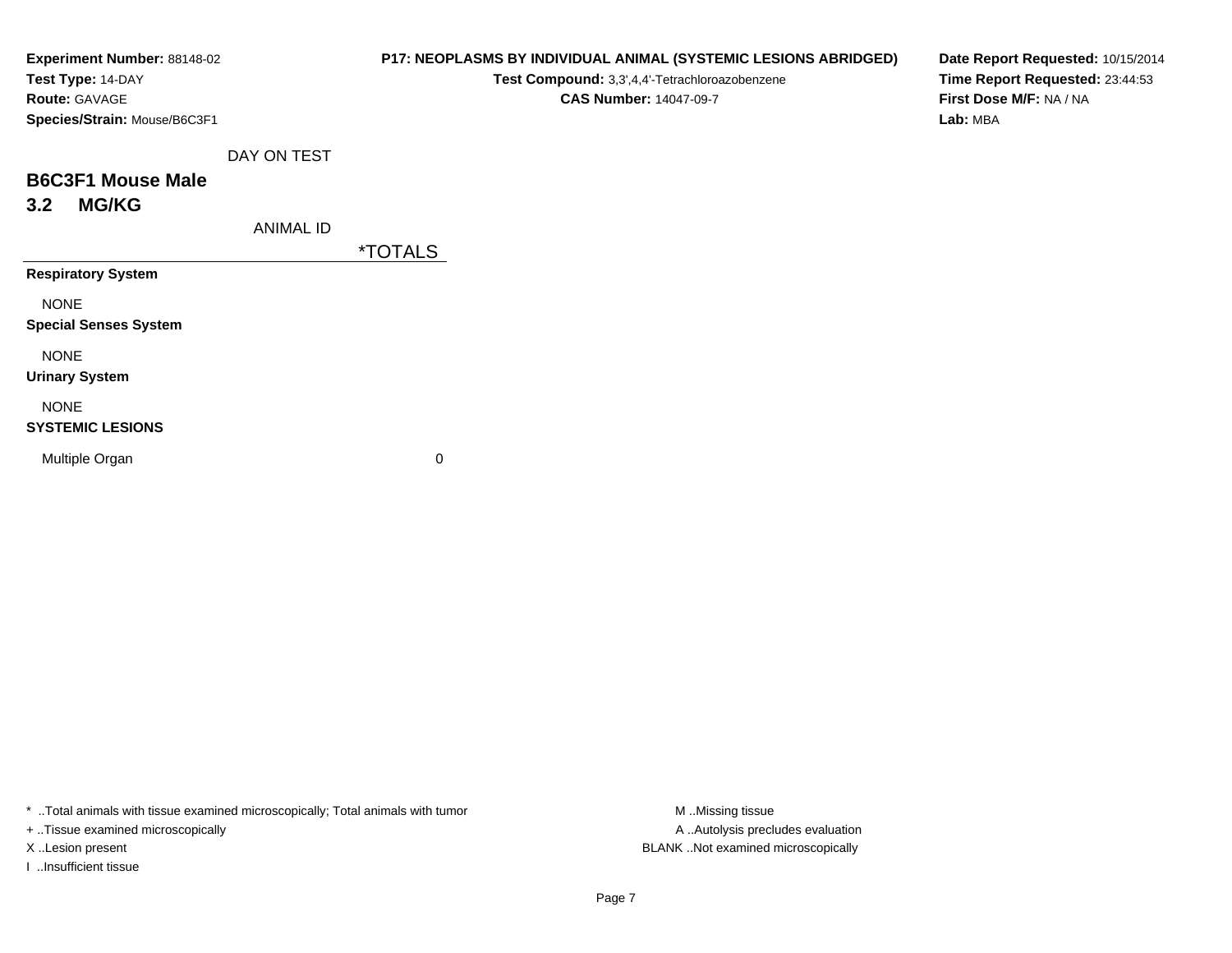**Experiment Number:** 88148-02
**Test Type:** 14-DAY
**Route:** GAVAGE
**Species/Strain:** Mouse/B6C3F1

**P17: NEOPLASMS BY INDIVIDUAL ANIMAL (SYSTEMIC LESIONS ABRIDGED)**
**Test Compound:** 3,3',4,4'-Tetrachloroazobenzene
**CAS Number:** 14047-09-7

**Date Report Requested:** 10/15/2014
**Time Report Requested:** 23:44:53
**First Dose M/F:** NA / NA
**Lab:** MBA

## B6C3F1 Mouse Male
## 3.2 MG/KG

| DAY ON TEST / ANIMAL ID | *TOTALS |
|---|---|
| **Respiratory System** | |
| NONE | |
| **Special Senses System** | |
| NONE | |
| **Urinary System** | |
| NONE | |
| **SYSTEMIC LESIONS** | |
| Multiple Organ | 0 |

* ..Total animals with tissue examined microscopically; Total animals with tumor
+ ..Tissue examined microscopically
X ..Lesion present
I ..Insufficient tissue

M ..Missing tissue
A ..Autolysis precludes evaluation
BLANK ..Not examined microscopically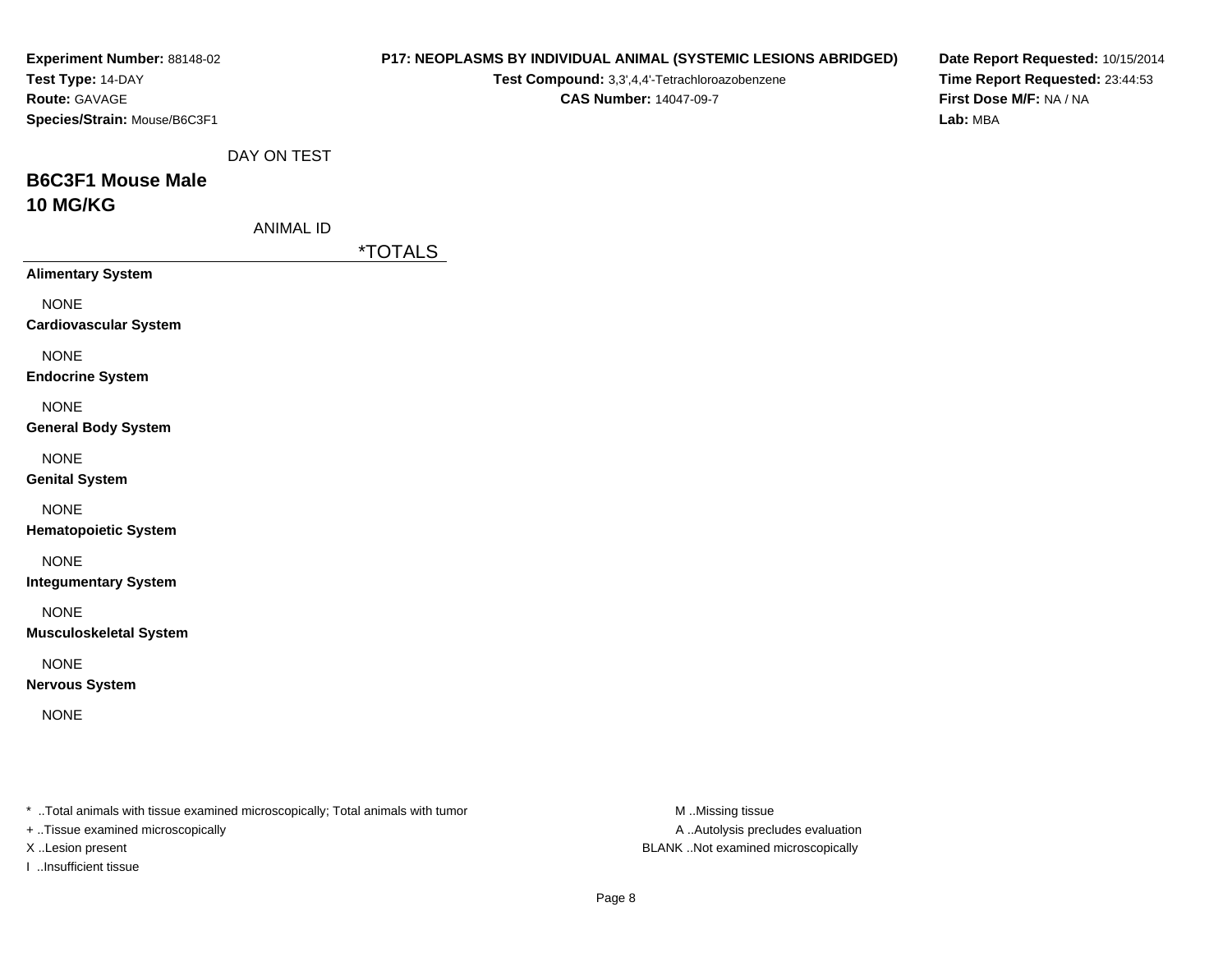**Experiment Number:** 88148-02
**Test Type:** 14-DAY
**Route:** GAVAGE
**Species/Strain:** Mouse/B6C3F1

**P17: NEOPLASMS BY INDIVIDUAL ANIMAL (SYSTEMIC LESIONS ABRIDGED)**
**Test Compound:** 3,3',4,4'-Tetrachloroazobenzene
**CAS Number:** 14047-09-7

**Date Report Requested:** 10/15/2014
**Time Report Requested:** 23:44:53
**First Dose M/F:** NA / NA
**Lab:** MBA

DAY ON TEST

## B6C3F1 Mouse Male
## 10 MG/KG

ANIMAL ID

*TOTALS

**Alimentary System**

NONE

**Cardiovascular System**

NONE

**Endocrine System**

NONE

**General Body System**

NONE

**Genital System**

NONE

**Hematopoietic System**

NONE

**Integumentary System**

NONE

**Musculoskeletal System**

NONE

**Nervous System**

NONE

* ..Total animals with tissue examined microscopically; Total animals with tumor
+ ..Tissue examined microscopically
X ..Lesion present
I ..Insufficient tissue

M ..Missing tissue
A ..Autolysis precludes evaluation
BLANK ..Not examined microscopically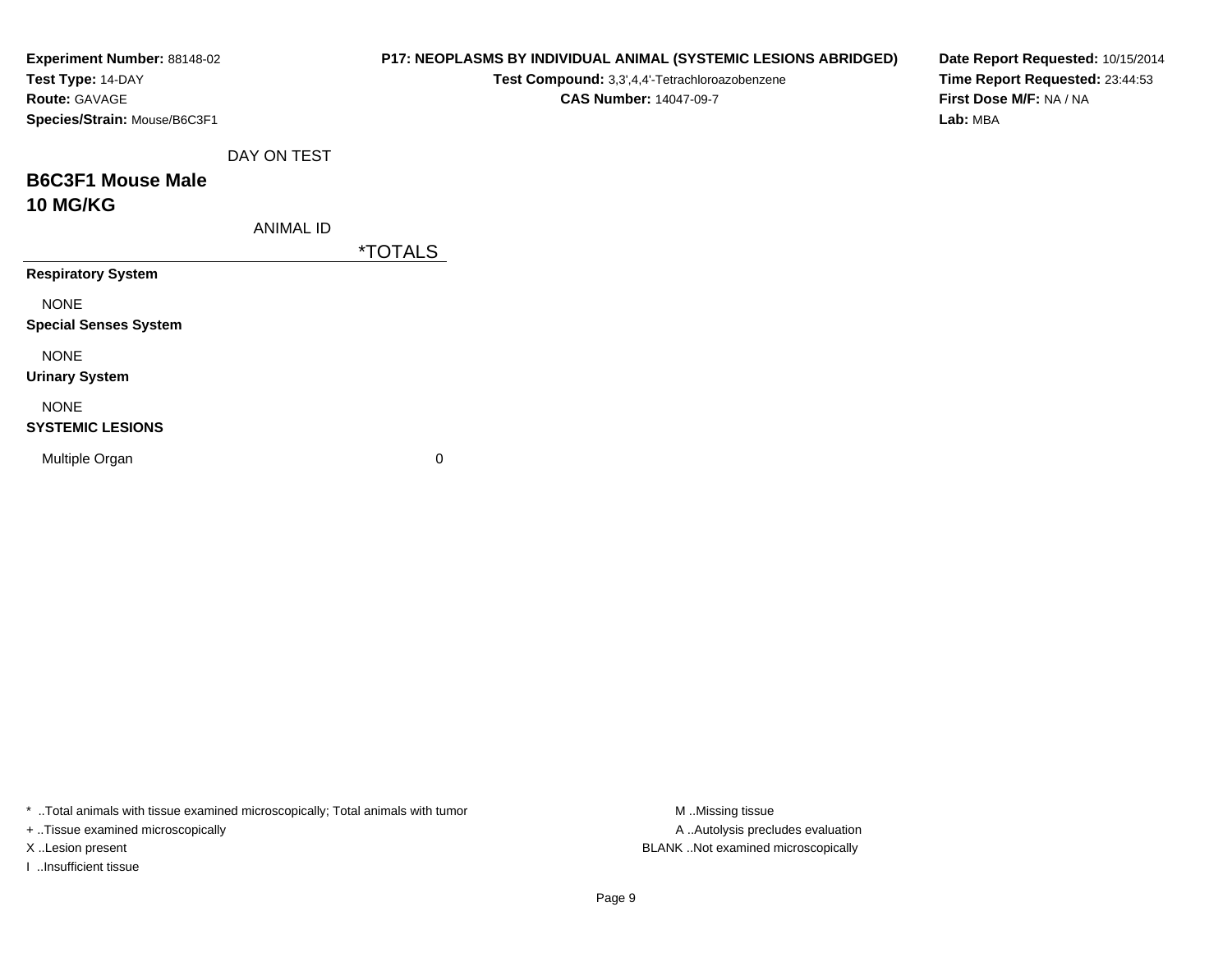**Experiment Number:** 88148-02
**Test Type:** 14-DAY
**Route:** GAVAGE
**Species/Strain:** Mouse/B6C3F1

**P17: NEOPLASMS BY INDIVIDUAL ANIMAL (SYSTEMIC LESIONS ABRIDGED)**
**Test Compound:** 3,3',4,4'-Tetrachloroazobenzene
**CAS Number:** 14047-09-7

**Date Report Requested:** 10/15/2014
**Time Report Requested:** 23:44:53
**First Dose M/F:** NA / NA
**Lab:** MBA

DAY ON TEST

## B6C3F1 Mouse Male
## 10 MG/KG

| ANIMAL ID | *TOTALS |
|---|---|
| **Respiratory System** | |
| NONE | |
| **Special Senses System** | |
| NONE | |
| **Urinary System** | |
| NONE | |
| **SYSTEMIC LESIONS** | |
| Multiple Organ | 0 |

* ..Total animals with tissue examined microscopically; Total animals with tumor
+ ..Tissue examined microscopically
X ..Lesion present
I ..Insufficient tissue

M ..Missing tissue
A ..Autolysis precludes evaluation
BLANK ..Not examined microscopically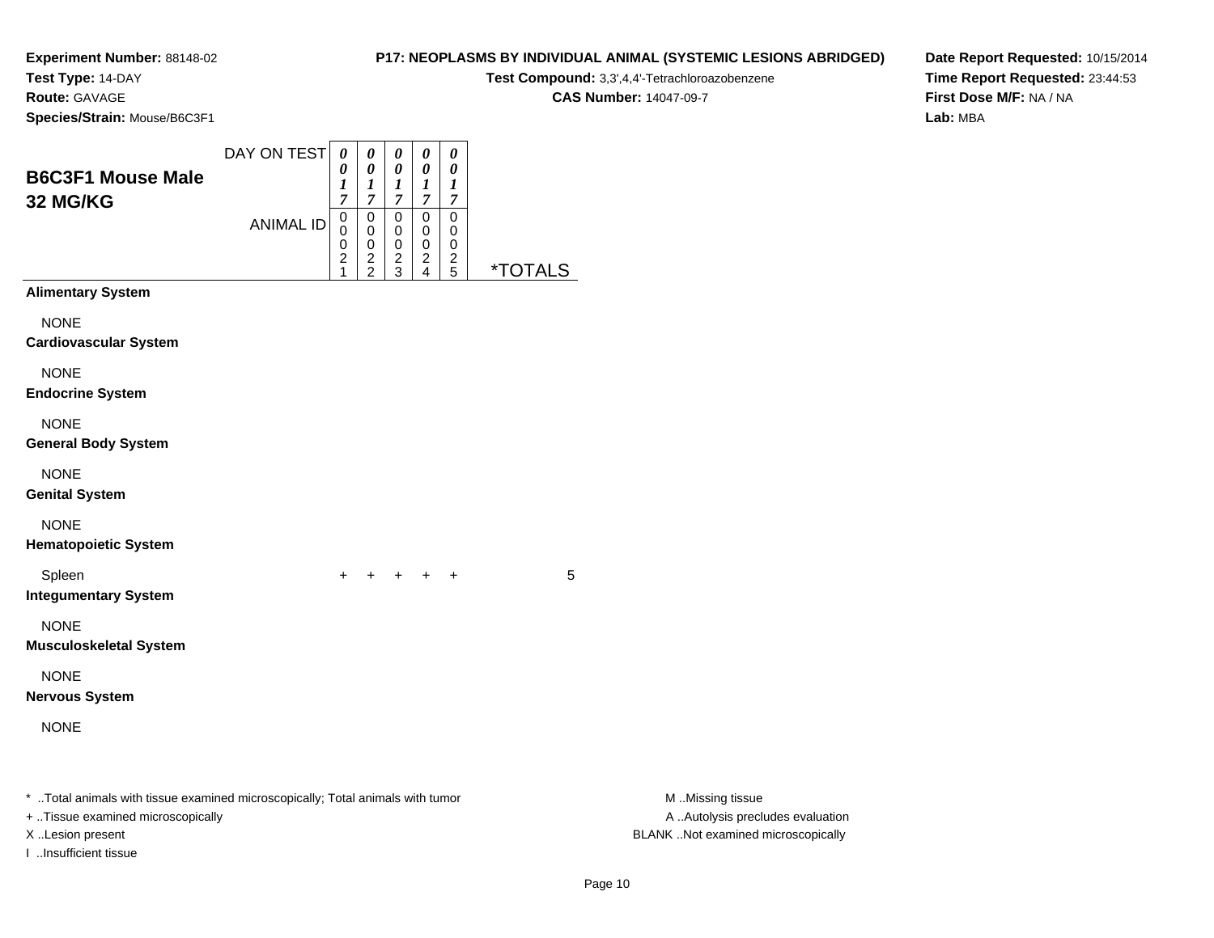**Experiment Number:** 88148-02
**Test Type:** 14-DAY
**Route:** GAVAGE
**Species/Strain:** Mouse/B6C3F1

**P17: NEOPLASMS BY INDIVIDUAL ANIMAL (SYSTEMIC LESIONS ABRIDGED)**
**Test Compound:** 3,3',4,4'-Tetrachloroazobenzene
**CAS Number:** 14047-09-7

**Date Report Requested:** 10/15/2014
**Time Report Requested:** 23:44:53
**First Dose M/F:** NA / NA
**Lab:** MBA

## B6C3F1 Mouse Male 32 MG/KG

| DAY ON TEST | 0017 | 0017 | 0017 | 0017 | 0017 | |
|---|---|---|---|---|---|---|
| **ANIMAL ID** | 00021 | 00022 | 00023 | 00024 | 00025 | ***TOTALS** |
| **Alimentary System** | | | | | | |
| NONE | | | | | | |
| **Cardiovascular System** | | | | | | |
| NONE | | | | | | |
| **Endocrine System** | | | | | | |
| NONE | | | | | | |
| **General Body System** | | | | | | |
| NONE | | | | | | |
| **Genital System** | | | | | | |
| NONE | | | | | | |
| **Hematopoietic System** | | | | | | |
| Spleen | + | + | + | + | + | 5 |
| **Integumentary System** | | | | | | |
| NONE | | | | | | |
| **Musculoskeletal System** | | | | | | |
| NONE | | | | | | |
| **Nervous System** | | | | | | |
| NONE | | | | | | |

* ..Total animals with tissue examined microscopically; Total animals with tumor
+ ..Tissue examined microscopically
X ..Lesion present
I ..Insufficient tissue

M ..Missing tissue
A ..Autolysis precludes evaluation
BLANK ..Not examined microscopically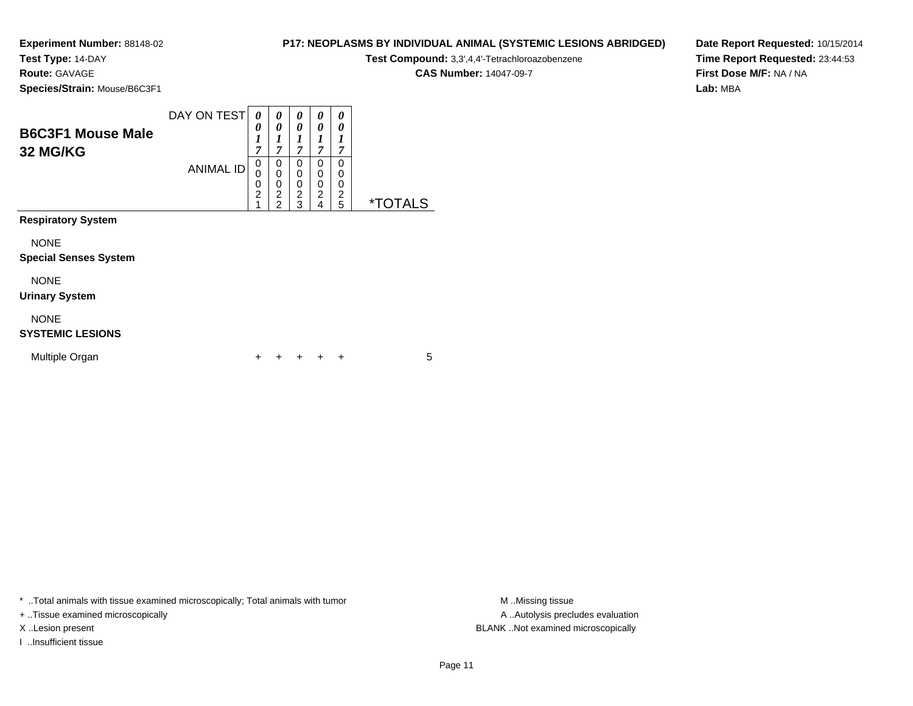**Experiment Number:** 88148-02
**Test Type:** 14-DAY
**Route:** GAVAGE
**Species/Strain:** Mouse/B6C3F1

**P17: NEOPLASMS BY INDIVIDUAL ANIMAL (SYSTEMIC LESIONS ABRIDGED)**
**Test Compound:** 3,3',4,4'-Tetrachloroazobenzene
**CAS Number:** 14047-09-7

**Date Report Requested:** 10/15/2014
**Time Report Requested:** 23:44:53
**First Dose M/F:** NA / NA
**Lab:** MBA

## B6C3F1 Mouse Male 32 MG/KG

| DAY ON TEST | 0017 | 0017 | 0017 | 0017 | 0017 | |
|---|---|---|---|---|---|---|
| ANIMAL ID | 00021 | 00022 | 00023 | 00024 | 00025 | *TOTALS |
| **Respiratory System** | | | | | | |
| NONE | | | | | | |
| **Special Senses System** | | | | | | |
| NONE | | | | | | |
| **Urinary System** | | | | | | |
| NONE | | | | | | |
| **SYSTEMIC LESIONS** | | | | | | |
| Multiple Organ | + | + | + | + | + | 5 |

* ..Total animals with tissue examined microscopically; Total animals with tumor
+ ..Tissue examined microscopically
X ..Lesion present
I ..Insufficient tissue

M ..Missing tissue
A ..Autolysis precludes evaluation
BLANK ..Not examined microscopically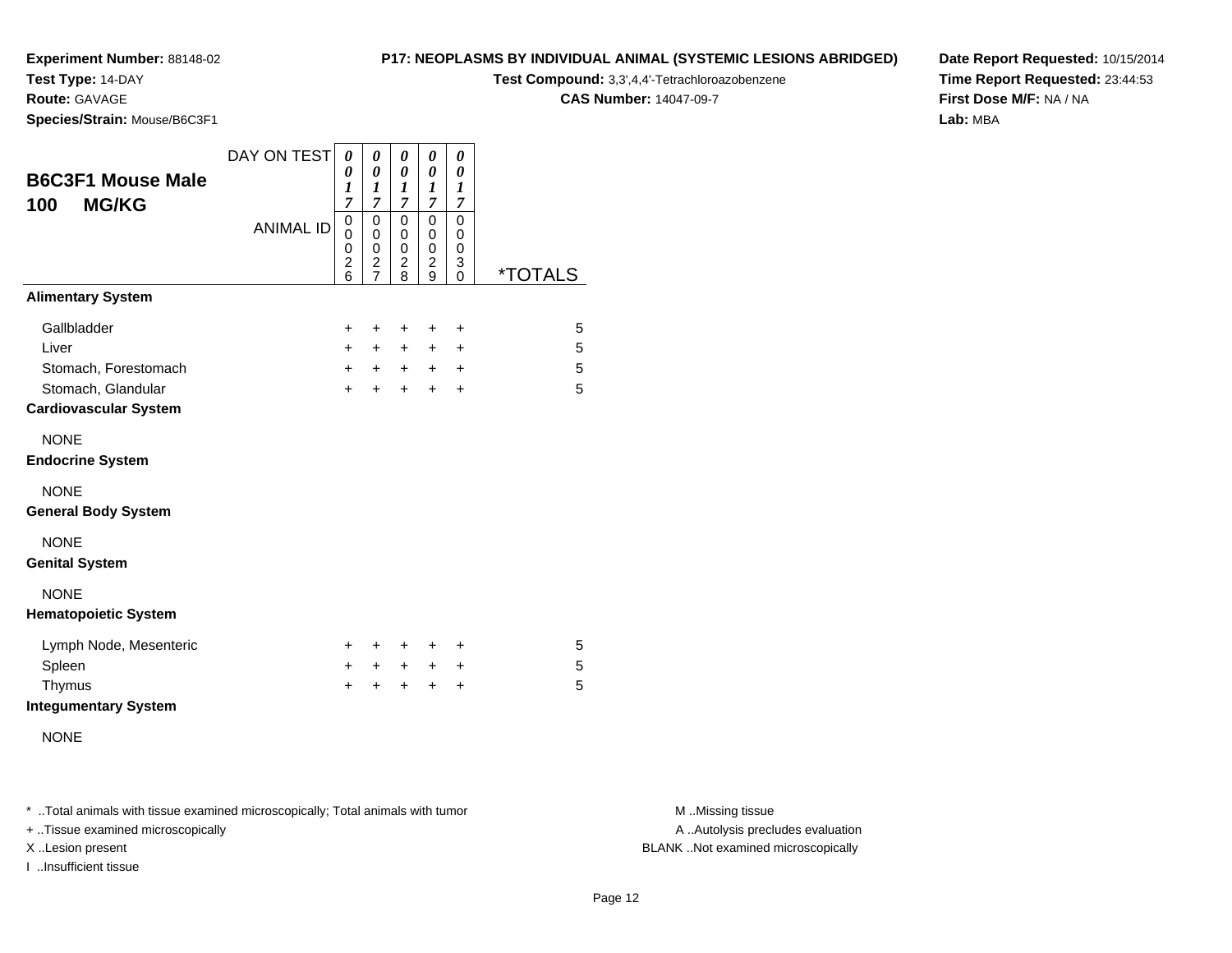**Experiment Number:** 88148-02
**Test Type:** 14-DAY
**Route:** GAVAGE
**Species/Strain:** Mouse/B6C3F1

**P17: NEOPLASMS BY INDIVIDUAL ANIMAL (SYSTEMIC LESIONS ABRIDGED)**
**Test Compound:** 3,3',4,4'-Tetrachloroazobenzene
**CAS Number:** 14047-09-7

**Date Report Requested:** 10/15/2014
**Time Report Requested:** 23:44:53
**First Dose M/F:** NA / NA
**Lab:** MBA

## B6C3F1 Mouse Male 100 MG/KG

| DAY ON TEST | 0017 | 0017 | 0017 | 0017 | 0017 | |
|---|---|---|---|---|---|---|
| **ANIMAL ID** | 00026 | 00027 | 00028 | 00029 | 00030 | ***TOTALS** |
| **Alimentary System** | | | | | | |
| Gallbladder | + | + | + | + | + | 5 |
| Liver | + | + | + | + | + | 5 |
| Stomach, Forestomach | + | + | + | + | + | 5 |
| Stomach, Glandular | + | + | + | + | + | 5 |
| **Cardiovascular System** | | | | | | |
| NONE | | | | | | |
| **Endocrine System** | | | | | | |
| NONE | | | | | | |
| **General Body System** | | | | | | |
| NONE | | | | | | |
| **Genital System** | | | | | | |
| NONE | | | | | | |
| **Hematopoietic System** | | | | | | |
| Lymph Node, Mesenteric | + | + | + | + | + | 5 |
| Spleen | + | + | + | + | + | 5 |
| Thymus | + | + | + | + | + | 5 |
| **Integumentary System** | | | | | | |
| NONE | | | | | | |

* ..Total animals with tissue examined microscopically; Total animals with tumor
+ ..Tissue examined microscopically
X ..Lesion present
I ..Insufficient tissue

M ..Missing tissue
A ..Autolysis precludes evaluation
BLANK ..Not examined microscopically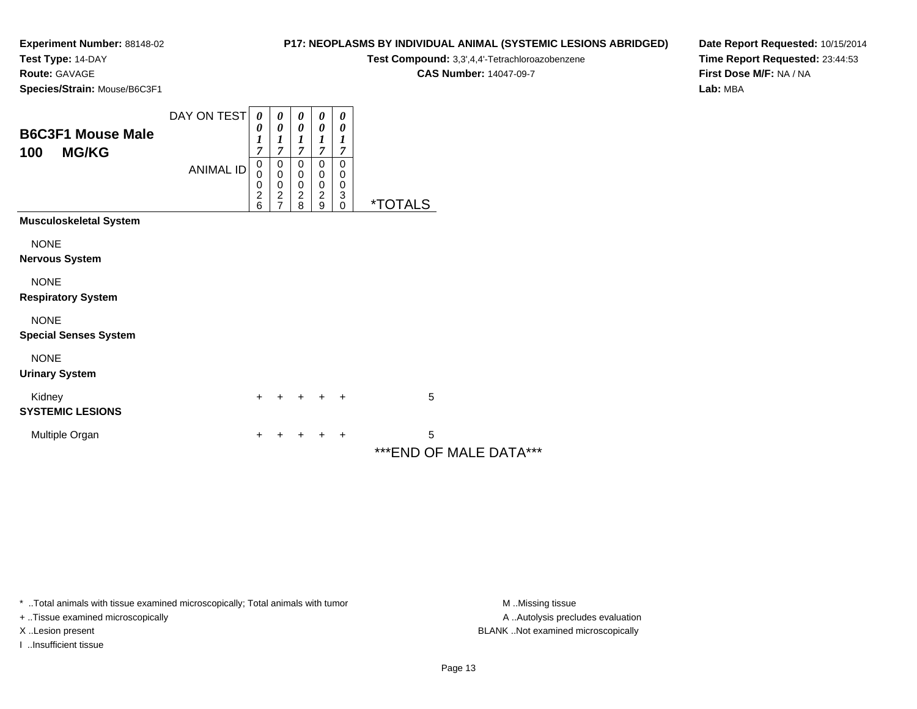**Experiment Number:** 88148-02
**Test Type:** 14-DAY
**Route:** GAVAGE
**Species/Strain:** Mouse/B6C3F1

**P17: NEOPLASMS BY INDIVIDUAL ANIMAL (SYSTEMIC LESIONS ABRIDGED)**
**Test Compound:** 3,3',4,4'-Tetrachloroazobenzene
**CAS Number:** 14047-09-7

**Date Report Requested:** 10/15/2014
**Time Report Requested:** 23:44:53
**First Dose M/F:** NA / NA
**Lab:** MBA

## B6C3F1 Mouse Male 100 MG/KG

| DAY ON TEST | 0017 | 0017 | 0017 | 0017 | 0017 | |
|---|---|---|---|---|---|---|
| **ANIMAL ID** | 00026 | 00027 | 00028 | 00029 | 00030 | ***TOTALS** |
| **Musculoskeletal System** | | | | | | |
| NONE | | | | | | |
| **Nervous System** | | | | | | |
| NONE | | | | | | |
| **Respiratory System** | | | | | | |
| NONE | | | | | | |
| **Special Senses System** | | | | | | |
| NONE | | | | | | |
| **Urinary System** | | | | | | |
| Kidney | + | + | + | + | + | 5 |
| **SYSTEMIC LESIONS** | | | | | | |
| Multiple Organ | + | + | + | + | + | 5 |

***END OF MALE DATA***

* ..Total animals with tissue examined microscopically; Total animals with tumor
+ ..Tissue examined microscopically
X ..Lesion present
I ..Insufficient tissue

M ..Missing tissue
A ..Autolysis precludes evaluation
BLANK ..Not examined microscopically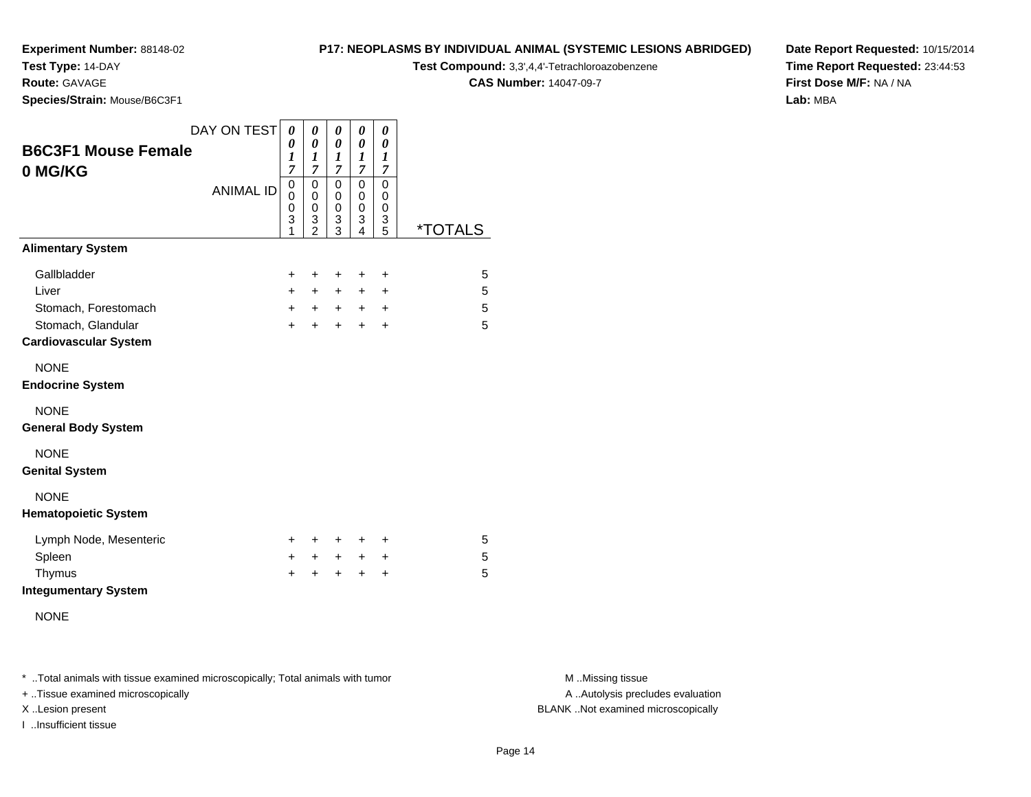**Experiment Number:** 88148-02
**Test Type:** 14-DAY
**Route:** GAVAGE
**Species/Strain:** Mouse/B6C3F1

## P17: NEOPLASMS BY INDIVIDUAL ANIMAL (SYSTEMIC LESIONS ABRIDGED)

**Test Compound:** 3,3',4,4'-Tetrachloroazobenzene
**CAS Number:** 14047-09-7

**Date Report Requested:** 10/15/2014
**Time Report Requested:** 23:44:53
**First Dose M/F:** NA / NA
**Lab:** MBA

## B6C3F1 Mouse Female 0 MG/KG

| DAY ON TEST | 0017 | 0017 | 0017 | 0017 | 0017 | |
|---|---|---|---|---|---|---|
| ANIMAL ID | 00031 | 00032 | 00033 | 00034 | 00035 | *TOTALS |
| **Alimentary System** | | | | | | |
| Gallbladder | + | + | + | + | + | 5 |
| Liver | + | + | + | + | + | 5 |
| Stomach, Forestomach | + | + | + | + | + | 5 |
| Stomach, Glandular | + | + | + | + | + | 5 |
| **Cardiovascular System** | | | | | | |
| NONE | | | | | | |
| **Endocrine System** | | | | | | |
| NONE | | | | | | |
| **General Body System** | | | | | | |
| NONE | | | | | | |
| **Genital System** | | | | | | |
| NONE | | | | | | |
| **Hematopoietic System** | | | | | | |
| Lymph Node, Mesenteric | + | + | + | + | + | 5 |
| Spleen | + | + | + | + | + | 5 |
| Thymus | + | + | + | + | + | 5 |
| **Integumentary System** | | | | | | |
| NONE | | | | | | |

* ..Total animals with tissue examined microscopically; Total animals with tumor
+ ..Tissue examined microscopically
X ..Lesion present
I ..Insufficient tissue

M ..Missing tissue
A ..Autolysis precludes evaluation
BLANK ..Not examined microscopically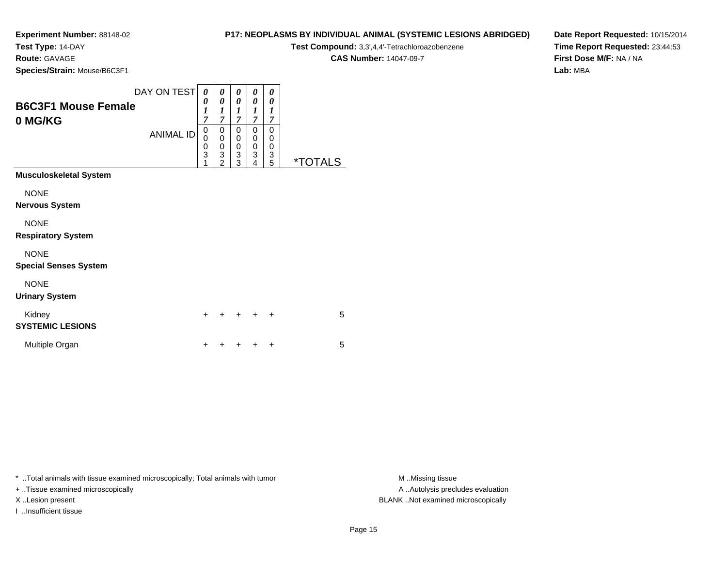**Experiment Number:** 88148-02
**Test Type:** 14-DAY
**Route:** GAVAGE
**Species/Strain:** Mouse/B6C3F1

**P17: NEOPLASMS BY INDIVIDUAL ANIMAL (SYSTEMIC LESIONS ABRIDGED)**
**Test Compound:** 3,3',4,4'-Tetrachloroazobenzene
**CAS Number:** 14047-09-7

**Date Report Requested:** 10/15/2014
**Time Report Requested:** 23:44:53
**First Dose M/F:** NA / NA
**Lab:** MBA

## B6C3F1 Mouse Female
## 0 MG/KG

| DAY ON TEST | 0017 | 0017 | 0017 | 0017 | 0017 | |
|---|---|---|---|---|---|---|
| **ANIMAL ID** | 00031 | 00032 | 00033 | 00034 | 00035 | ***TOTALS** |
| **Musculoskeletal System** | | | | | | |
| NONE | | | | | | |
| **Nervous System** | | | | | | |
| NONE | | | | | | |
| **Respiratory System** | | | | | | |
| NONE | | | | | | |
| **Special Senses System** | | | | | | |
| NONE | | | | | | |
| **Urinary System** | | | | | | |
| Kidney | + | + | + | + | + | 5 |
| **SYSTEMIC LESIONS** | | | | | | |
| Multiple Organ | + | + | + | + | + | 5 |

* ..Total animals with tissue examined microscopically; Total animals with tumor
+ ..Tissue examined microscopically
X ..Lesion present
I ..Insufficient tissue

M ..Missing tissue
A ..Autolysis precludes evaluation
BLANK ..Not examined microscopically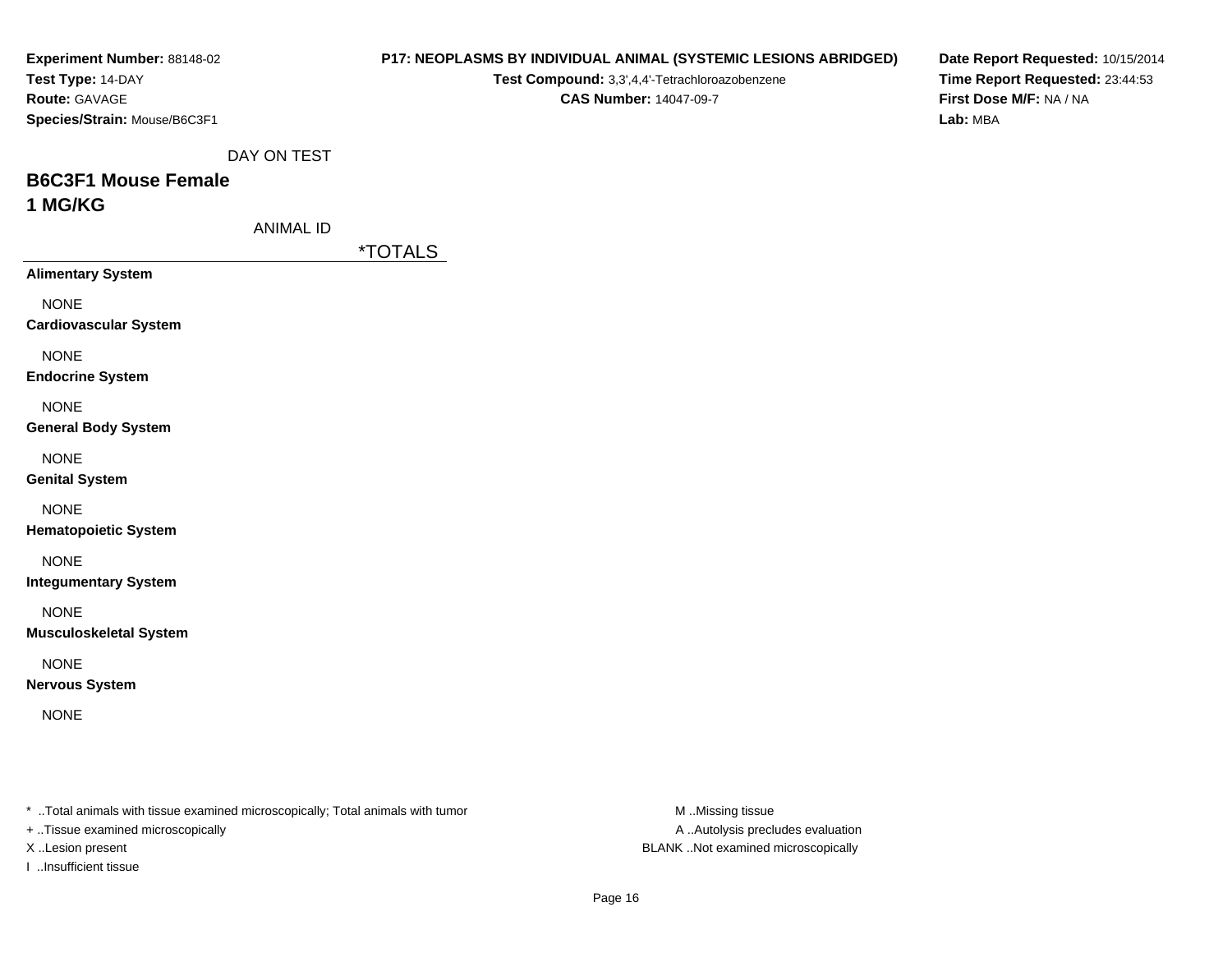**Experiment Number:** 88148-02
**Test Type:** 14-DAY
**Route:** GAVAGE
**Species/Strain:** Mouse/B6C3F1

**P17: NEOPLASMS BY INDIVIDUAL ANIMAL (SYSTEMIC LESIONS ABRIDGED)**
**Test Compound:** 3,3',4,4'-Tetrachloroazobenzene
**CAS Number:** 14047-09-7

**Date Report Requested:** 10/15/2014
**Time Report Requested:** 23:44:53
**First Dose M/F:** NA / NA
**Lab:** MBA

DAY ON TEST

## B6C3F1 Mouse Female
## 1 MG/KG

ANIMAL ID

| | *TOTALS |
|---|---|
| **Alimentary System** | |
| NONE | |
| **Cardiovascular System** | |
| NONE | |
| **Endocrine System** | |
| NONE | |
| **General Body System** | |
| NONE | |
| **Genital System** | |
| NONE | |
| **Hematopoietic System** | |
| NONE | |
| **Integumentary System** | |
| NONE | |
| **Musculoskeletal System** | |
| NONE | |
| **Nervous System** | |
| NONE | |

* ..Total animals with tissue examined microscopically; Total animals with tumor
+ ..Tissue examined microscopically
X ..Lesion present
I ..Insufficient tissue

M ..Missing tissue
A ..Autolysis precludes evaluation
BLANK ..Not examined microscopically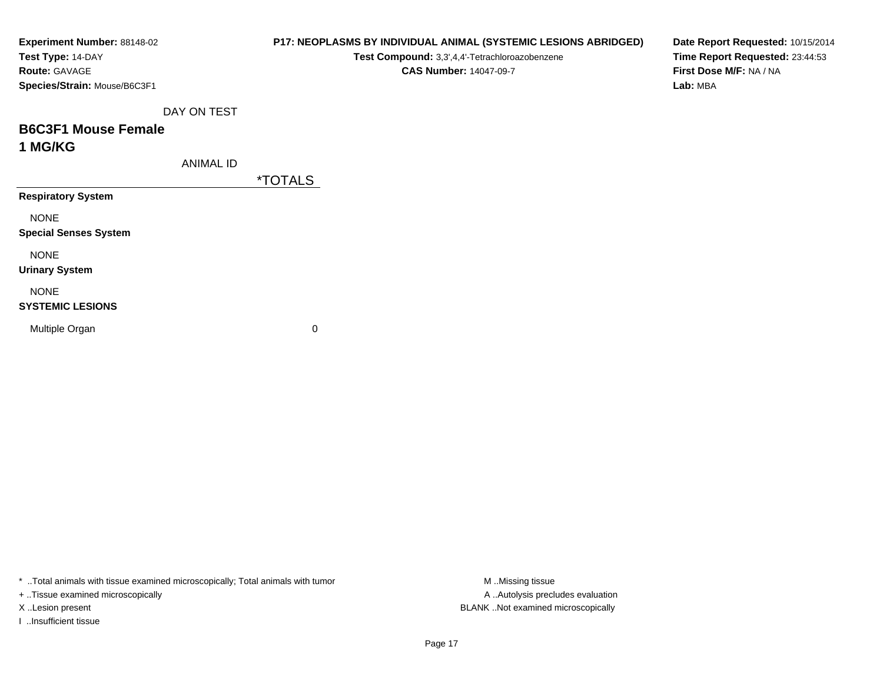**Experiment Number:** 88148-02
**Test Type:** 14-DAY
**Route:** GAVAGE
**Species/Strain:** Mouse/B6C3F1

**P17: NEOPLASMS BY INDIVIDUAL ANIMAL (SYSTEMIC LESIONS ABRIDGED)**
**Test Compound:** 3,3',4,4'-Tetrachloroazobenzene
**CAS Number:** 14047-09-7

**Date Report Requested:** 10/15/2014
**Time Report Requested:** 23:44:53
**First Dose M/F:** NA / NA
**Lab:** MBA

DAY ON TEST

## B6C3F1 Mouse Female
## 1 MG/KG

| ANIMAL ID | *TOTALS |
|---|---|
| **Respiratory System** | |
| NONE | |
| **Special Senses System** | |
| NONE | |
| **Urinary System** | |
| NONE | |
| **SYSTEMIC LESIONS** | |
| Multiple Organ | 0 |

* ..Total animals with tissue examined microscopically; Total animals with tumor
+ ..Tissue examined microscopically
X ..Lesion present
I ..Insufficient tissue

M ..Missing tissue
A ..Autolysis precludes evaluation
BLANK ..Not examined microscopically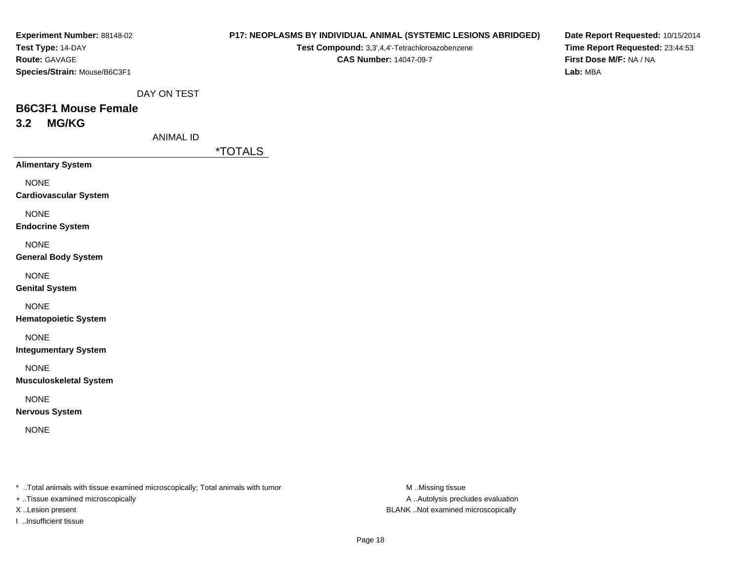**Experiment Number:** 88148-02
**Test Type:** 14-DAY
**Route:** GAVAGE
**Species/Strain:** Mouse/B6C3F1

**P17: NEOPLASMS BY INDIVIDUAL ANIMAL (SYSTEMIC LESIONS ABRIDGED)**
**Test Compound:** 3,3',4,4'-Tetrachloroazobenzene
**CAS Number:** 14047-09-7

**Date Report Requested:** 10/15/2014
**Time Report Requested:** 23:44:53
**First Dose M/F:** NA / NA
**Lab:** MBA

DAY ON TEST

## B6C3F1 Mouse Female

## 3.2 MG/KG

ANIMAL ID

| | *TOTALS |
|---|---|
| **Alimentary System** | |
| NONE | |
| **Cardiovascular System** | |
| NONE | |
| **Endocrine System** | |
| NONE | |
| **General Body System** | |
| NONE | |
| **Genital System** | |
| NONE | |
| **Hematopoietic System** | |
| NONE | |
| **Integumentary System** | |
| NONE | |
| **Musculoskeletal System** | |
| NONE | |
| **Nervous System** | |
| NONE | |

* ..Total animals with tissue examined microscopically; Total animals with tumor
+ ..Tissue examined microscopically
X ..Lesion present
I ..Insufficient tissue

M ..Missing tissue
A ..Autolysis precludes evaluation
BLANK ..Not examined microscopically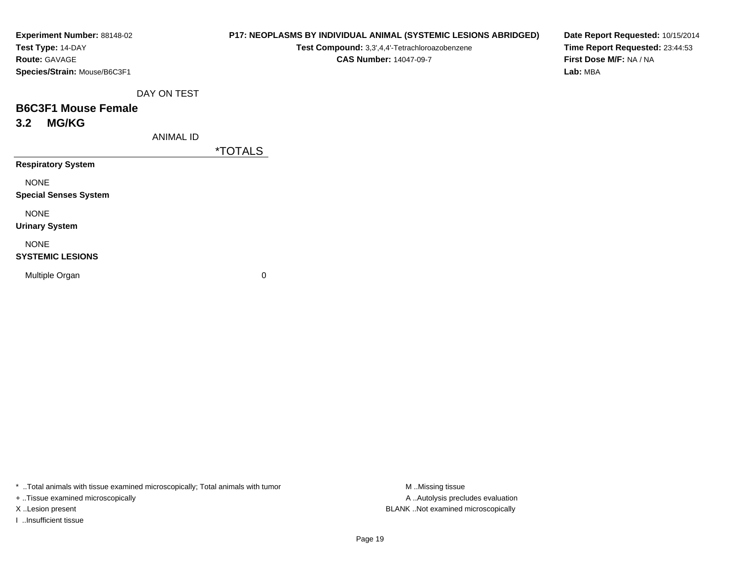**Experiment Number:** 88148-02
**Test Type:** 14-DAY
**Route:** GAVAGE
**Species/Strain:** Mouse/B6C3F1

**P17: NEOPLASMS BY INDIVIDUAL ANIMAL (SYSTEMIC LESIONS ABRIDGED)**
**Test Compound:** 3,3',4,4'-Tetrachloroazobenzene
**CAS Number:** 14047-09-7

**Date Report Requested:** 10/15/2014
**Time Report Requested:** 23:44:53
**First Dose M/F:** NA / NA
**Lab:** MBA

DAY ON TEST

## B6C3F1 Mouse Female
## 3.2 MG/KG

| ANIMAL ID | *TOTALS |
|---|---|
| **Respiratory System** | |
| NONE | |
| **Special Senses System** | |
| NONE | |
| **Urinary System** | |
| NONE | |
| **SYSTEMIC LESIONS** | |
| Multiple Organ | 0 |

* ..Total animals with tissue examined microscopically; Total animals with tumor
+ ..Tissue examined microscopically
X ..Lesion present
I ..Insufficient tissue

M ..Missing tissue
A ..Autolysis precludes evaluation
BLANK ..Not examined microscopically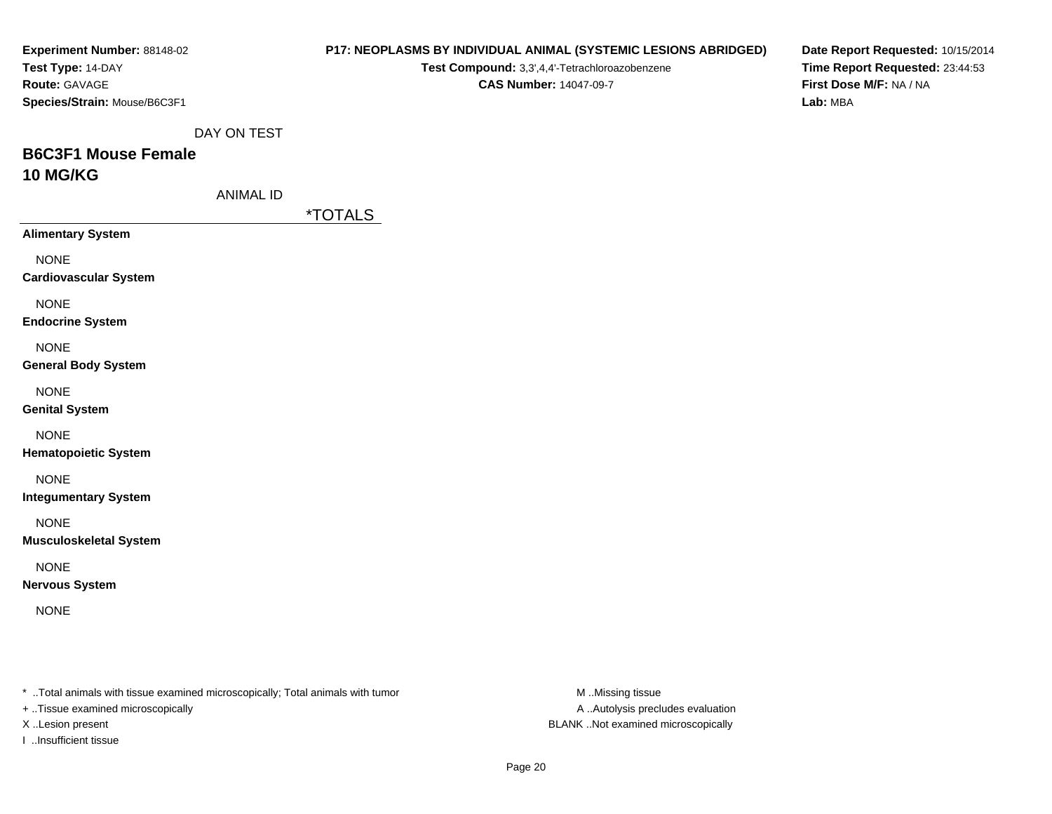**Experiment Number:** 88148-02
**Test Type:** 14-DAY
**Route:** GAVAGE
**Species/Strain:** Mouse/B6C3F1

**P17: NEOPLASMS BY INDIVIDUAL ANIMAL (SYSTEMIC LESIONS ABRIDGED)**
**Test Compound:** 3,3',4,4'-Tetrachloroazobenzene
**CAS Number:** 14047-09-7

**Date Report Requested:** 10/15/2014
**Time Report Requested:** 23:44:53
**First Dose M/F:** NA / NA
**Lab:** MBA

DAY ON TEST

## B6C3F1 Mouse Female
## 10 MG/KG

ANIMAL ID

| | *TOTALS |
|---|---|
| **Alimentary System** | |
| NONE | |
| **Cardiovascular System** | |
| NONE | |
| **Endocrine System** | |
| NONE | |
| **General Body System** | |
| NONE | |
| **Genital System** | |
| NONE | |
| **Hematopoietic System** | |
| NONE | |
| **Integumentary System** | |
| NONE | |
| **Musculoskeletal System** | |
| NONE | |
| **Nervous System** | |
| NONE | |

* ..Total animals with tissue examined microscopically; Total animals with tumor
+ ..Tissue examined microscopically
X ..Lesion present
I ..Insufficient tissue

M ..Missing tissue
A ..Autolysis precludes evaluation
BLANK ..Not examined microscopically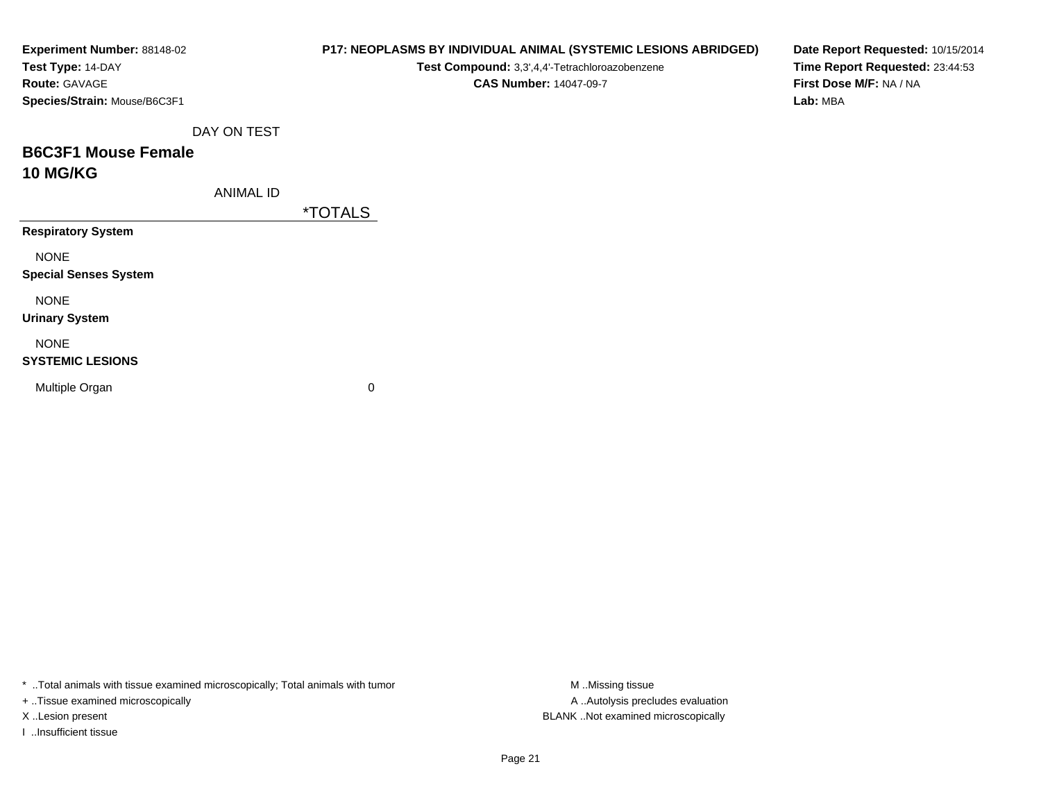**Experiment Number:** 88148-02
**Test Type:** 14-DAY
**Route:** GAVAGE
**Species/Strain:** Mouse/B6C3F1

**P17: NEOPLASMS BY INDIVIDUAL ANIMAL (SYSTEMIC LESIONS ABRIDGED)**
**Test Compound:** 3,3',4,4'-Tetrachloroazobenzene
**CAS Number:** 14047-09-7

**Date Report Requested:** 10/15/2014
**Time Report Requested:** 23:44:53
**First Dose M/F:** NA / NA
**Lab:** MBA

DAY ON TEST

## B6C3F1 Mouse Female
## 10 MG/KG

| ANIMAL ID | *TOTALS |
|---|---|
| **Respiratory System** | |
| NONE | |
| **Special Senses System** | |
| NONE | |
| **Urinary System** | |
| NONE | |
| **SYSTEMIC LESIONS** | |
| Multiple Organ | 0 |

* ..Total animals with tissue examined microscopically; Total animals with tumor
+ ..Tissue examined microscopically
X ..Lesion present
I ..Insufficient tissue

M ..Missing tissue
A ..Autolysis precludes evaluation
BLANK ..Not examined microscopically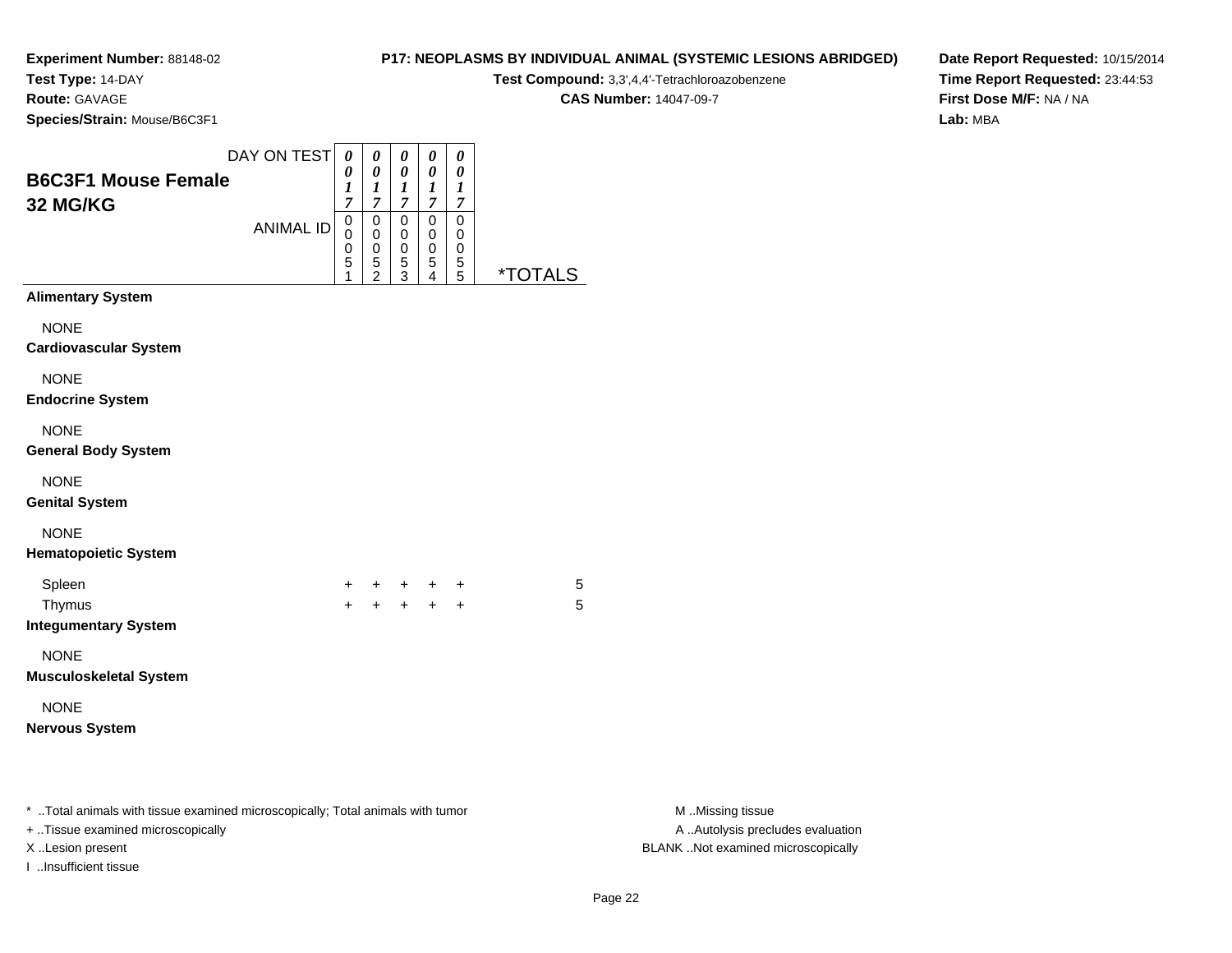**Experiment Number:** 88148-02
**Test Type:** 14-DAY
**Route:** GAVAGE
**Species/Strain:** Mouse/B6C3F1

**P17: NEOPLASMS BY INDIVIDUAL ANIMAL (SYSTEMIC LESIONS ABRIDGED)**
**Test Compound:** 3,3',4,4'-Tetrachloroazobenzene
**CAS Number:** 14047-09-7

**Date Report Requested:** 10/15/2014
**Time Report Requested:** 23:44:53
**First Dose M/F:** NA / NA
**Lab:** MBA

## B6C3F1 Mouse Female 32 MG/KG

| DAY ON TEST | 0017 | 0017 | 0017 | 0017 | 0017 | |
|---|---|---|---|---|---|---|
| ANIMAL ID | 00051 | 00052 | 00053 | 00054 | 00055 | *TOTALS |
| **Alimentary System** | | | | | | |
| NONE | | | | | | |
| **Cardiovascular System** | | | | | | |
| NONE | | | | | | |
| **Endocrine System** | | | | | | |
| NONE | | | | | | |
| **General Body System** | | | | | | |
| NONE | | | | | | |
| **Genital System** | | | | | | |
| NONE | | | | | | |
| **Hematopoietic System** | | | | | | |
| Spleen | + | + | + | + | + | 5 |
| Thymus | + | + | + | + | + | 5 |
| **Integumentary System** | | | | | | |
| NONE | | | | | | |
| **Musculoskeletal System** | | | | | | |
| NONE | | | | | | |
| **Nervous System** | | | | | | |

* ..Total animals with tissue examined microscopically; Total animals with tumor
+ ..Tissue examined microscopically
X ..Lesion present
I ..Insufficient tissue

M ..Missing tissue
A ..Autolysis precludes evaluation
BLANK ..Not examined microscopically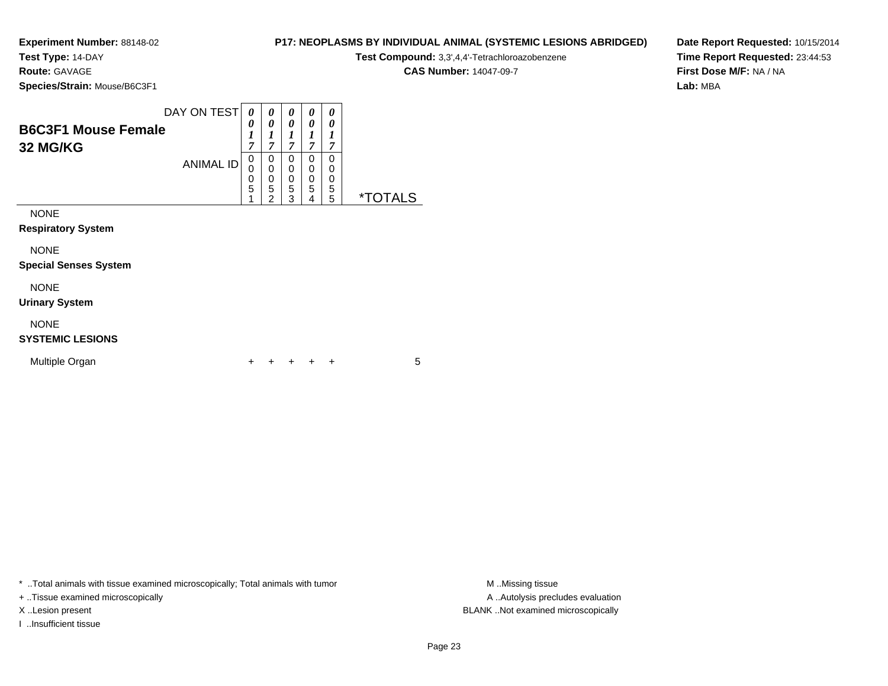**Experiment Number:** 88148-02
**Test Type:** 14-DAY
**Route:** GAVAGE
**Species/Strain:** Mouse/B6C3F1

**P17: NEOPLASMS BY INDIVIDUAL ANIMAL (SYSTEMIC LESIONS ABRIDGED)**
**Test Compound:** 3,3',4,4'-Tetrachloroazobenzene
**CAS Number:** 14047-09-7

**Date Report Requested:** 10/15/2014
**Time Report Requested:** 23:44:53
**First Dose M/F:** NA / NA
**Lab:** MBA

## B6C3F1 Mouse Female 32 MG/KG

| DAY ON TEST | 0017 | 0017 | 0017 | 0017 | 0017 | |
|---|---|---|---|---|---|---|
| **ANIMAL ID** | 00051 | 00052 | 00053 | 00054 | 00055 | ***TOTALS** |
| NONE | | | | | | |
| **Respiratory System** | | | | | | |
| NONE | | | | | | |
| **Special Senses System** | | | | | | |
| NONE | | | | | | |
| **Urinary System** | | | | | | |
| NONE | | | | | | |
| **SYSTEMIC LESIONS** | | | | | | |
| Multiple Organ | + | + | + | + | + | 5 |

* ..Total animals with tissue examined microscopically; Total animals with tumor
+ ..Tissue examined microscopically
X ..Lesion present
I ..Insufficient tissue

M ..Missing tissue
A ..Autolysis precludes evaluation
BLANK ..Not examined microscopically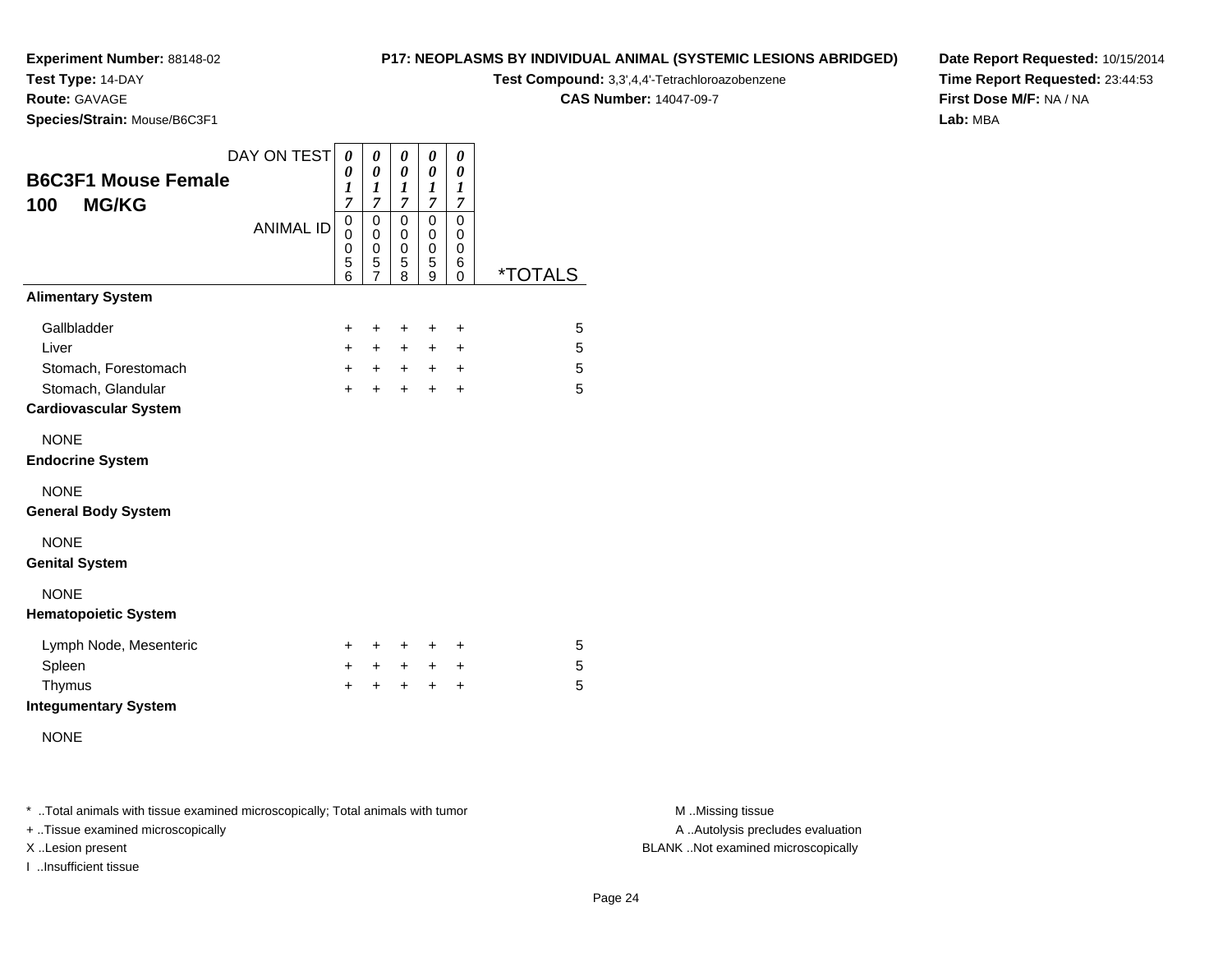**Experiment Number:** 88148-02
**Test Type:** 14-DAY
**Route:** GAVAGE
**Species/Strain:** Mouse/B6C3F1

**P17: NEOPLASMS BY INDIVIDUAL ANIMAL (SYSTEMIC LESIONS ABRIDGED)**
**Test Compound:** 3,3',4,4'-Tetrachloroazobenzene
**CAS Number:** 14047-09-7

**Date Report Requested:** 10/15/2014
**Time Report Requested:** 23:44:53
**First Dose M/F:** NA / NA
**Lab:** MBA

## B6C3F1 Mouse Female
## 100 MG/KG

| DAY ON TEST | 0017 | 0017 | 0017 | 0017 | 0017 | |
|---|---|---|---|---|---|---|
| **ANIMAL ID** | 00056 | 00057 | 00058 | 00059 | 00060 | ***TOTALS** |
| **Alimentary System** | | | | | | |
| Gallbladder | + | + | + | + | + | 5 |
| Liver | + | + | + | + | + | 5 |
| Stomach, Forestomach | + | + | + | + | + | 5 |
| Stomach, Glandular | + | + | + | + | + | 5 |
| **Cardiovascular System** | | | | | | |
| NONE | | | | | | |
| **Endocrine System** | | | | | | |
| NONE | | | | | | |
| **General Body System** | | | | | | |
| NONE | | | | | | |
| **Genital System** | | | | | | |
| NONE | | | | | | |
| **Hematopoietic System** | | | | | | |
| Lymph Node, Mesenteric | + | + | + | + | + | 5 |
| Spleen | + | + | + | + | + | 5 |
| Thymus | + | + | + | + | + | 5 |
| **Integumentary System** | | | | | | |
| NONE | | | | | | |

* ..Total animals with tissue examined microscopically; Total animals with tumor
+ ..Tissue examined microscopically
X ..Lesion present
I ..Insufficient tissue

M ..Missing tissue
A ..Autolysis precludes evaluation
BLANK ..Not examined microscopically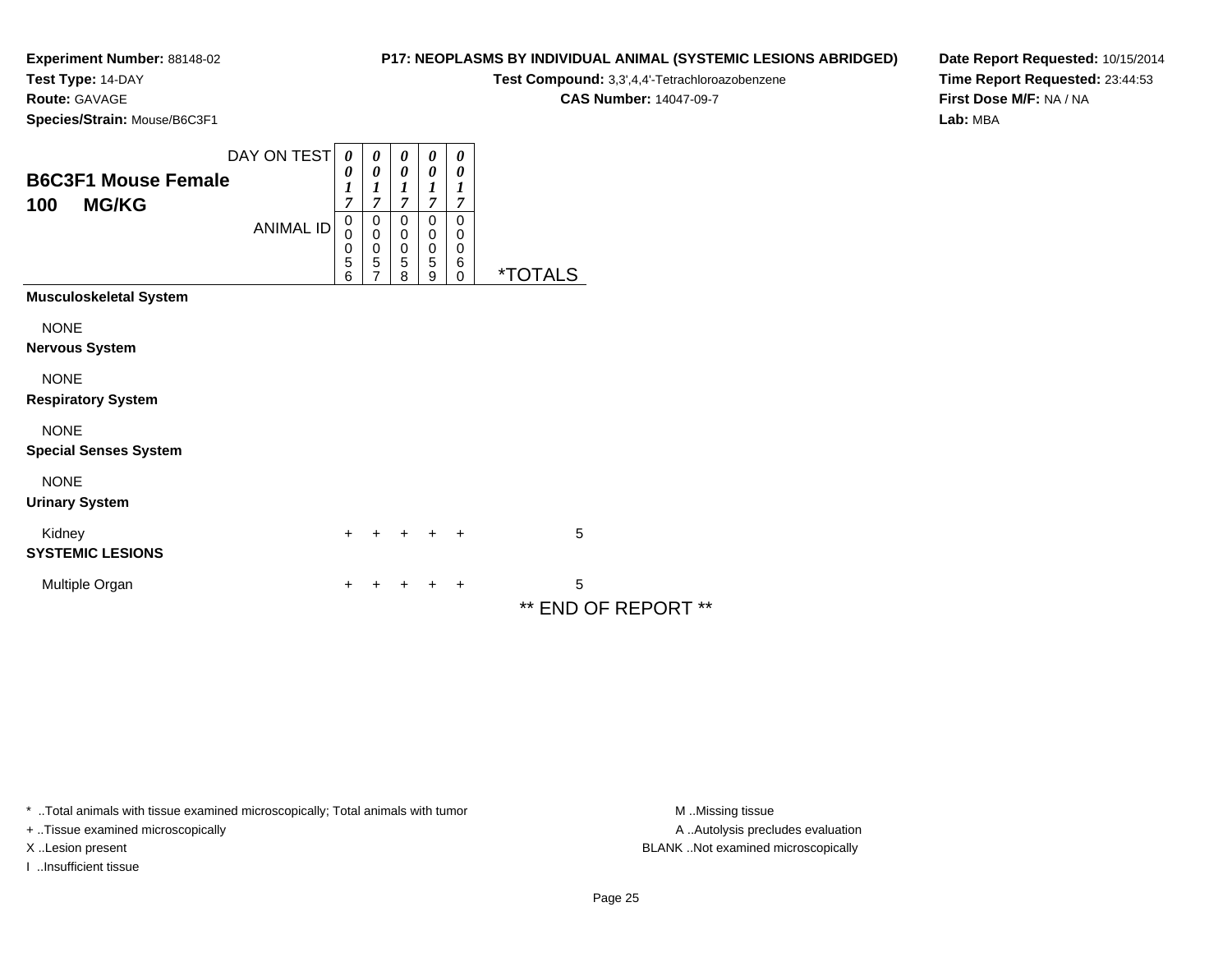**Experiment Number:** 88148-02
**Test Type:** 14-DAY
**Route:** GAVAGE
**Species/Strain:** Mouse/B6C3F1

**P17: NEOPLASMS BY INDIVIDUAL ANIMAL (SYSTEMIC LESIONS ABRIDGED)**
**Test Compound:** 3,3',4,4'-Tetrachloroazobenzene
**CAS Number:** 14047-09-7

**Date Report Requested:** 10/15/2014
**Time Report Requested:** 23:44:53
**First Dose M/F:** NA / NA
**Lab:** MBA

## B6C3F1 Mouse Female
## 100 MG/KG

| DAY ON TEST | 0017 | 0017 | 0017 | 0017 | 0017 | |
|---|---|---|---|---|---|---|
| ANIMAL ID | 00056 | 00057 | 00058 | 00059 | 00060 | *TOTALS |
| **Musculoskeletal System** | | | | | | |
| NONE | | | | | | |
| **Nervous System** | | | | | | |
| NONE | | | | | | |
| **Respiratory System** | | | | | | |
| NONE | | | | | | |
| **Special Senses System** | | | | | | |
| NONE | | | | | | |
| **Urinary System** | | | | | | |
| Kidney | + | + | + | + | + | 5 |
| **SYSTEMIC LESIONS** | | | | | | |
| Multiple Organ | + | + | + | + | + | 5 |

** END OF REPORT **

* ..Total animals with tissue examined microscopically; Total animals with tumor
+ ..Tissue examined microscopically
X ..Lesion present
I ..Insufficient tissue

M ..Missing tissue
A ..Autolysis precludes evaluation
BLANK ..Not examined microscopically